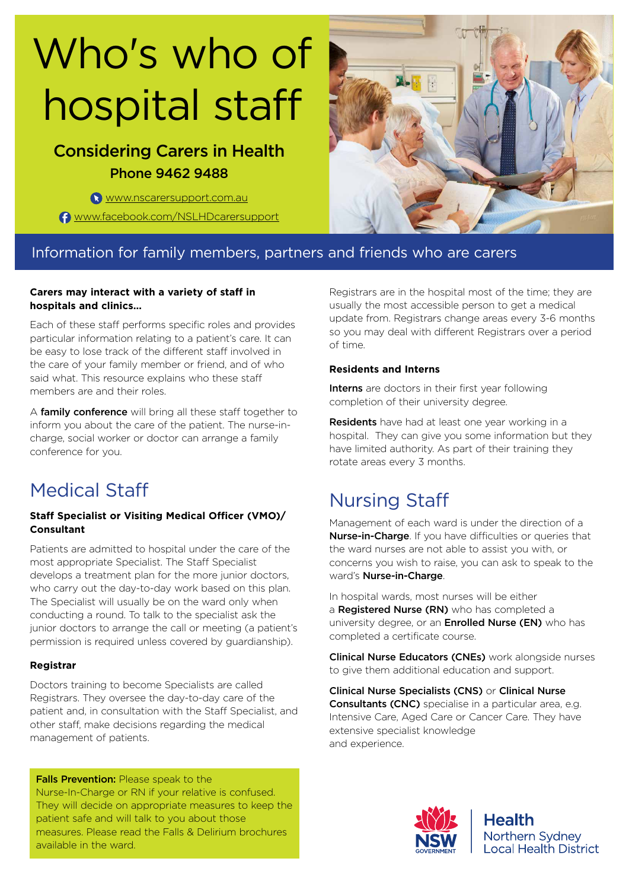# Who's who of hospital staff

**Considering Carers in Health**

**Phone 9462 9488**

www.nscarersupport.com.au

www.facebook.com/NSLHDcarersupport

Information for family members, partners and friends who are carers

**Carers may interact with a variety of staff in hospitals and clinics...**

Each of these staff performs specific roles and provides particular information relating to a patient's care. It can be easy to lose track of the different staff involved in the care of your family member or friend, and of who said what. This resource explains who these staff members are and their roles.

A **family conference** will bring all these staff together to inform you about the care of the patient. The nurse-in-charge, social worker or doctor can arrange a family conference for you.

## Medical Staff

**Staff Specialist or Visiting Medical Officer (VMO)/ Consultant**

Patients are admitted to hospital under the care of the most appropriate Specialist. The Staff Specialist develops a treatment plan for the more junior doctors, who carry out the day-to-day work based on this plan. The Specialist will usually be on the ward only when conducting a round. To talk to the specialist ask the junior doctors to arrange the call or meeting (a patient's permission is required unless covered by guardianship).

**Registrar**

Doctors training to become Specialists are called Registrars. They oversee the day-to-day care of the patient and, in consultation with the Staff Specialist, and other staff, make decisions regarding the medical management of patients.

Registrars are in the hospital most of the time; they are usually the most accessible person to get a medical update from. Registrars change areas every 3-6 months so you may deal with different Registrars over a period of time.

**Residents and Interns**

**Interns** are doctors in their first year following completion of their university degree.

**Residents** have had at least one year working in a hospital. They can give you some information but they have limited authority. As part of their training they rotate areas every 3 months.

**Falls Prevention:** Please speak to the Nurse-In-Charge or RN if your relative is confused. They will decide on appropriate measures to keep the patient safe and will talk to you about those measures. Please read the Falls & Delirium brochures available in the ward.

## Nursing Staff

Management of each ward is under the direction of a **Nurse-in-Charge**. If you have difficulties or queries that the ward nurses are not able to assist you with, or concerns you wish to raise, you can ask to speak to the ward's **Nurse-in-Charge**.

In hospital wards, most nurses will be either a **Registered Nurse (RN)** who has completed a university degree, or an **Enrolled Nurse (EN)** who has completed a certificate course.

**Clinical Nurse Educators (CNEs)** work alongside nurses to give them additional education and support.

**Clinical Nurse Specialists (CNS)** or **Clinical Nurse Consultants (CNC)** specialise in a particular area, e.g. Intensive Care, Aged Care or Cancer Care. They have extensive specialist knowledge and experience.

NSW GOVERNMENT | Health Northern Sydney Local Health District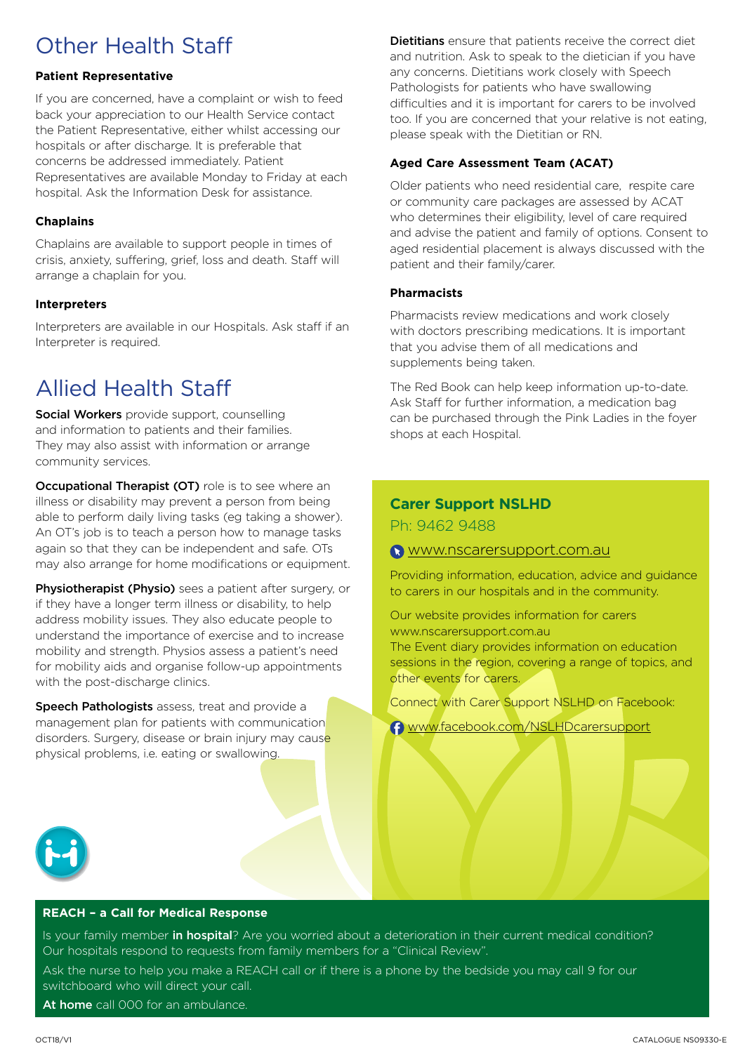## Other Health Staff

### Patient Representative

If you are concerned, have a complaint or wish to feed back your appreciation to our Health Service contact the Patient Representative, either whilst accessing our hospitals or after discharge. It is preferable that concerns be addressed immediately. Patient Representatives are available Monday to Friday at each hospital. Ask the Information Desk for assistance.

### Chaplains

Chaplains are available to support people in times of crisis, anxiety, suffering, grief, loss and death. Staff will arrange a chaplain for you.

### Interpreters

Interpreters are available in our Hospitals. Ask staff if an Interpreter is required.

## Allied Health Staff

**Social Workers** provide support, counselling and information to patients and their families. They may also assist with information or arrange community services.

**Occupational Therapist (OT)** role is to see where an illness or disability may prevent a person from being able to perform daily living tasks (eg taking a shower). An OT's job is to teach a person how to manage tasks again so that they can be independent and safe. OTs may also arrange for home modifications or equipment.

**Physiotherapist (Physio)** sees a patient after surgery, or if they have a longer term illness or disability, to help address mobility issues. They also educate people to understand the importance of exercise and to increase mobility and strength. Physios assess a patient's need for mobility aids and organise follow-up appointments with the post-discharge clinics.

**Speech Pathologists** assess, treat and provide a management plan for patients with communication disorders. Surgery, disease or brain injury may cause physical problems, i.e. eating or swallowing.

**Dietitians** ensure that patients receive the correct diet and nutrition. Ask to speak to the dietician if you have any concerns. Dietitians work closely with Speech Pathologists for patients who have swallowing difficulties and it is important for carers to be involved too. If you are concerned that your relative is not eating, please speak with the Dietitian or RN.

### Aged Care Assessment Team (ACAT)

Older patients who need residential care, respite care or community care packages are assessed by ACAT who determines their eligibility, level of care required and advise the patient and family of options. Consent to aged residential placement is always discussed with the patient and their family/carer.

### Pharmacists

Pharmacists review medications and work closely with doctors prescribing medications. It is important that you advise them of all medications and supplements being taken.

The Red Book can help keep information up-to-date. Ask Staff for further information, a medication bag can be purchased through the Pink Ladies in the foyer shops at each Hospital.

### Carer Support NSLHD

Ph: 9462 9488

www.nscarersupport.com.au

Providing information, education, advice and guidance to carers in our hospitals and in the community.

Our website provides information for carers www.nscarersupport.com.au
The Event diary provides information on education sessions in the region, covering a range of topics, and other events for carers.

Connect with Carer Support NSLHD on Facebook:

www.facebook.com/NSLHDcarersupport

### REACH – a Call for Medical Response

Is your family member **in hospital**? Are you worried about a deterioration in their current medical condition? Our hospitals respond to requests from family members for a "Clinical Review".

Ask the nurse to help you make a REACH call or if there is a phone by the bedside you may call 9 for our switchboard who will direct your call.

**At home** call 000 for an ambulance.

OCT18/V1

CATALOGUE NS09330-E